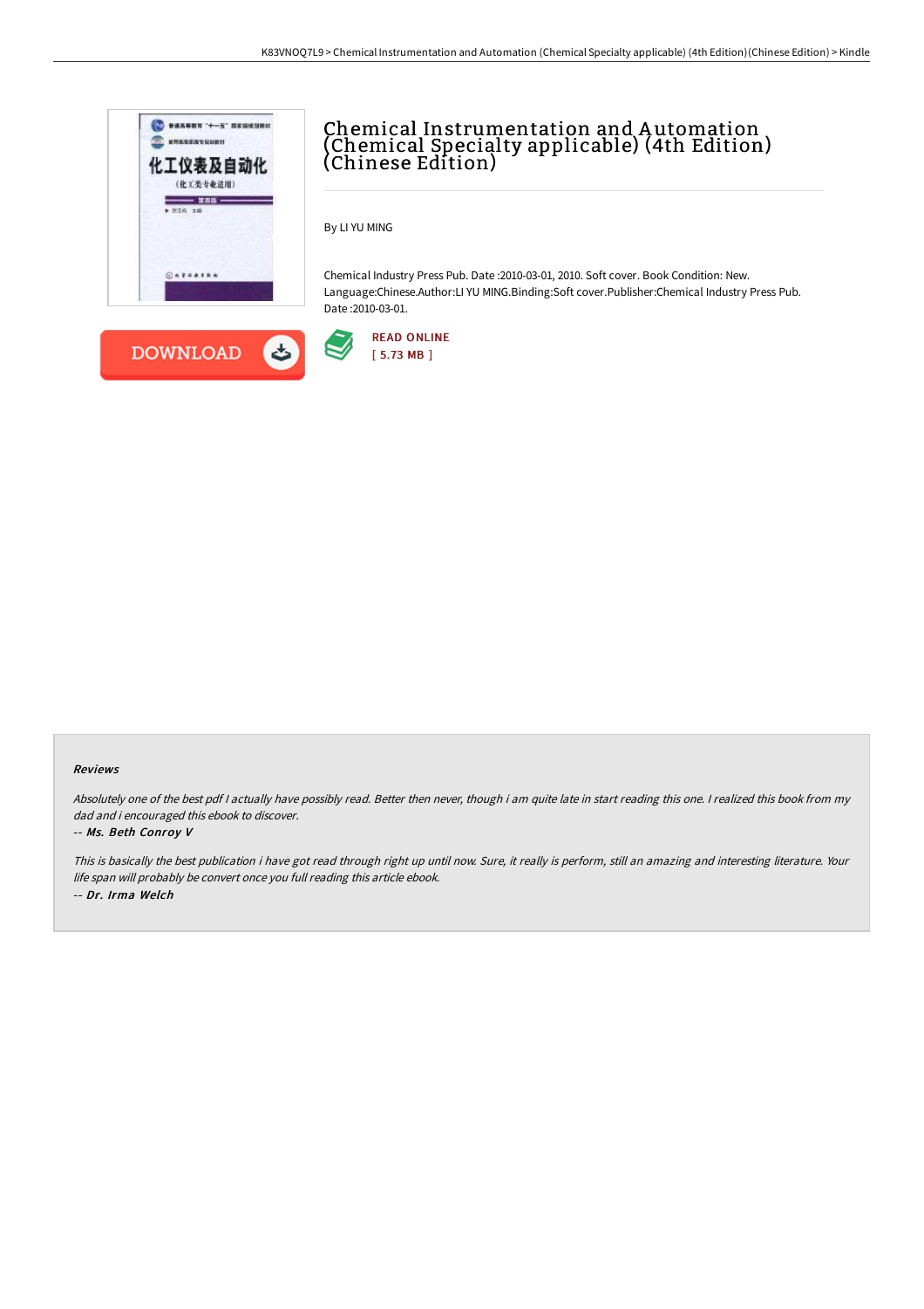# Chemical Instrumentation and Automation (Chemical Specialty applicable) (4th Edition) (Chinese Edition)

By LI YU MING

Chemical Industry Press Pub. Date :2010-03-01, 2010. Soft cover. Book Condition: New. Language:Chinese.Author:LI YU MING.Binding:Soft cover.Publisher:Chemical Industry Press Pub. Date :2010-03-01.

DOWNLOAD

READ ONLINE
[ 5.73 MB ]

### Reviews

*Absolutely one of the best pdf I actually have possibly read. Better then never, though i am quite late in start reading this one. I realized this book from my dad and i encouraged this ebook to discover.*

*-- Ms. Beth Conroy V*

*This is basically the best publication i have got read through right up until now. Sure, it really is perform, still an amazing and interesting literature. Your life span will probably be convert once you full reading this article ebook.*

*-- Dr. Irma Welch*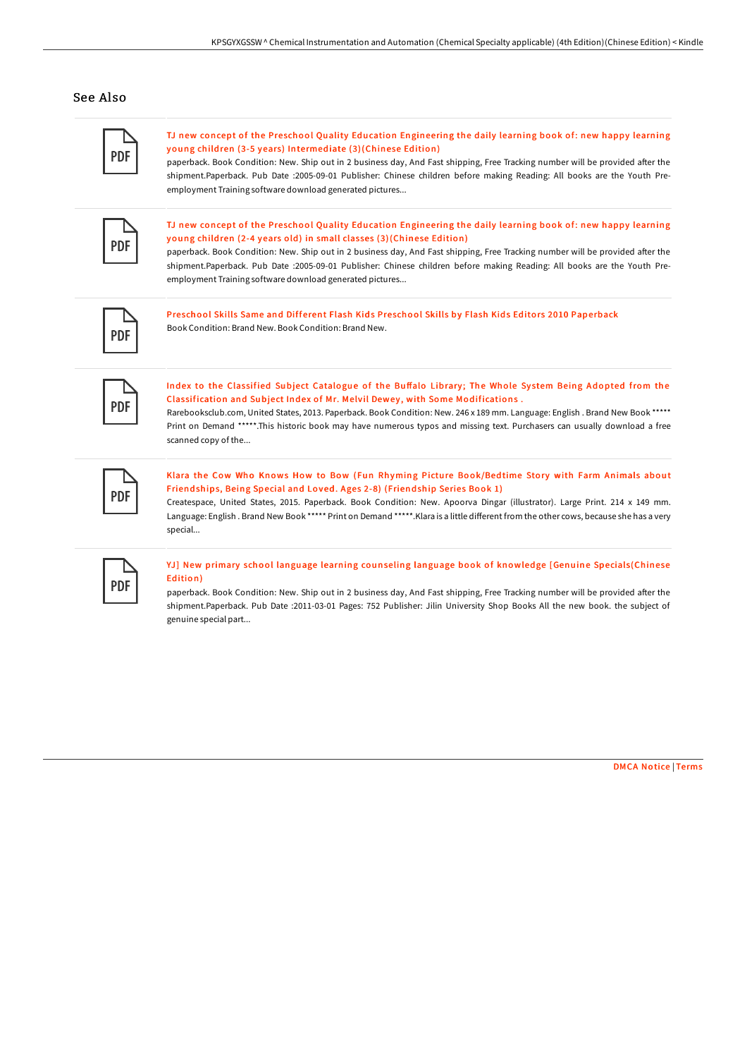## See Also

TJ new concept of the Preschool Quality Education Engineering the daily learning book of: new happy learning young children (3-5 years) Intermediate (3)(Chinese Edition)

paperback. Book Condition: New. Ship out in 2 business day, And Fast shipping, Free Tracking number will be provided after the shipment.Paperback. Pub Date :2005-09-01 Publisher: Chinese children before making Reading: All books are the Youth Pre-employment Training software download generated pictures...

TJ new concept of the Preschool Quality Education Engineering the daily learning book of: new happy learning young children (2-4 years old) in small classes (3)(Chinese Edition)

paperback. Book Condition: New. Ship out in 2 business day, And Fast shipping, Free Tracking number will be provided after the shipment.Paperback. Pub Date :2005-09-01 Publisher: Chinese children before making Reading: All books are the Youth Pre-employment Training software download generated pictures...

Preschool Skills Same and Different Flash Kids Preschool Skills by Flash Kids Editors 2010 Paperback

Book Condition: Brand New. Book Condition: Brand New.

Index to the Classified Subject Catalogue of the Buffalo Library; The Whole System Being Adopted from the Classification and Subject Index of Mr. Melvil Dewey, with Some Modifications .

Rarebooksclub.com, United States, 2013. Paperback. Book Condition: New. 246 x 189 mm. Language: English . Brand New Book ***** Print on Demand *****.This historic book may have numerous typos and missing text. Purchasers can usually download a free scanned copy of the...

Klara the Cow Who Knows How to Bow (Fun Rhyming Picture Book/Bedtime Story with Farm Animals about Friendships, Being Special and Loved. Ages 2-8) (Friendship Series Book 1)

Createspace, United States, 2015. Paperback. Book Condition: New. Apoorva Dingar (illustrator). Large Print. 214 x 149 mm. Language: English . Brand New Book ***** Print on Demand *****.Klara is a little different from the other cows, because she has a very special...

YJ] New primary school language learning counseling language book of knowledge [Genuine Specials(Chinese Edition)

paperback. Book Condition: New. Ship out in 2 business day, And Fast shipping, Free Tracking number will be provided after the shipment.Paperback. Pub Date :2011-03-01 Pages: 752 Publisher: Jilin University Shop Books All the new book. the subject of genuine special part...